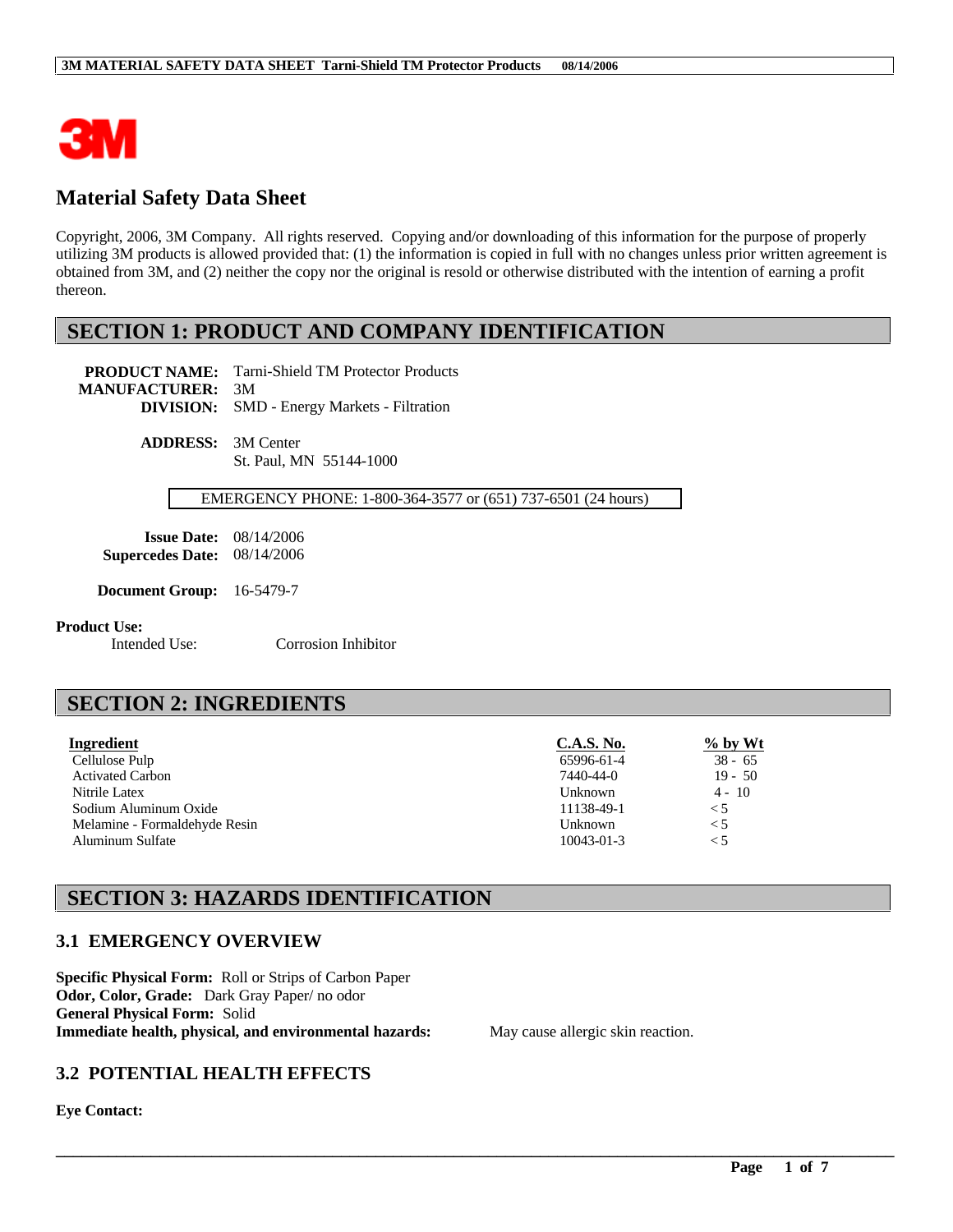# Material Safety Data Sheet

Copyright, 2006, 3M Company. All rights reserved. Copying and/or downloading of this information for the purpose of properly utilizing 3M products is allowed provided that: (1) the information is copied in full with no changes unless prior written agreement is obtained from 3M, and (2) neither the copy nor the original is resold or otherwise distributed with the intention of earning a profit thereon.

## SECTION 1: PRODUCT AND COMPANY IDENTIFICATION

**PRODUCT NAME:** Tarni-Shield TM Protector Products
**MANUFACTURER:** 3M
**DIVISION:** SMD - Energy Markets - Filtration

**ADDRESS:** 3M Center
St. Paul, MN 55144-1000

EMERGENCY PHONE: 1-800-364-3577 or (651) 737-6501 (24 hours)

**Issue Date:** 08/14/2006
**Supercedes Date:** 08/14/2006

**Document Group:** 16-5479-7

**Product Use:**
Intended Use: Corrosion Inhibitor

## SECTION 2: INGREDIENTS

| Ingredient | C.A.S. No. | % by Wt |
|---|---|---|
| Cellulose Pulp | 65996-61-4 | 38 - 65 |
| Activated Carbon | 7440-44-0 | 19 - 50 |
| Nitrile Latex | Unknown | 4 - 10 |
| Sodium Aluminum Oxide | 11138-49-1 | < 5 |
| Melamine - Formaldehyde Resin | Unknown | < 5 |
| Aluminum Sulfate | 10043-01-3 | < 5 |

## SECTION 3: HAZARDS IDENTIFICATION

### 3.1 EMERGENCY OVERVIEW

**Specific Physical Form:** Roll or Strips of Carbon Paper
**Odor, Color, Grade:** Dark Gray Paper/ no odor
**General Physical Form:** Solid
**Immediate health, physical, and environmental hazards:** May cause allergic skin reaction.

### 3.2 POTENTIAL HEALTH EFFECTS

**Eye Contact:**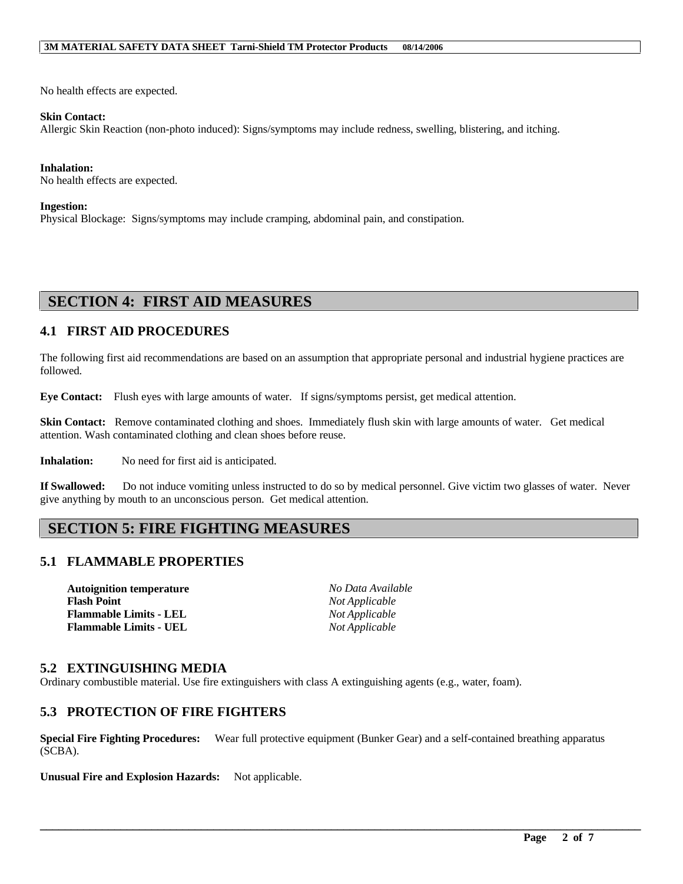No health effects are expected.

**Skin Contact:**
Allergic Skin Reaction (non-photo induced): Signs/symptoms may include redness, swelling, blistering, and itching.

**Inhalation:**
No health effects are expected.

**Ingestion:**
Physical Blockage: Signs/symptoms may include cramping, abdominal pain, and constipation.

# SECTION 4: FIRST AID MEASURES

## 4.1 FIRST AID PROCEDURES

The following first aid recommendations are based on an assumption that appropriate personal and industrial hygiene practices are followed.

**Eye Contact:** Flush eyes with large amounts of water. If signs/symptoms persist, get medical attention.

**Skin Contact:** Remove contaminated clothing and shoes. Immediately flush skin with large amounts of water. Get medical attention. Wash contaminated clothing and clean shoes before reuse.

**Inhalation:** No need for first aid is anticipated.

**If Swallowed:** Do not induce vomiting unless instructed to do so by medical personnel. Give victim two glasses of water. Never give anything by mouth to an unconscious person. Get medical attention.

# SECTION 5: FIRE FIGHTING MEASURES

## 5.1 FLAMMABLE PROPERTIES

| | |
|---|---|
| **Autoignition temperature** | *No Data Available* |
| **Flash Point** | *Not Applicable* |
| **Flammable Limits - LEL** | *Not Applicable* |
| **Flammable Limits - UEL** | *Not Applicable* |

## 5.2 EXTINGUISHING MEDIA

Ordinary combustible material. Use fire extinguishers with class A extinguishing agents (e.g., water, foam).

## 5.3 PROTECTION OF FIRE FIGHTERS

**Special Fire Fighting Procedures:** Wear full protective equipment (Bunker Gear) and a self-contained breathing apparatus (SCBA).

**Unusual Fire and Explosion Hazards:** Not applicable.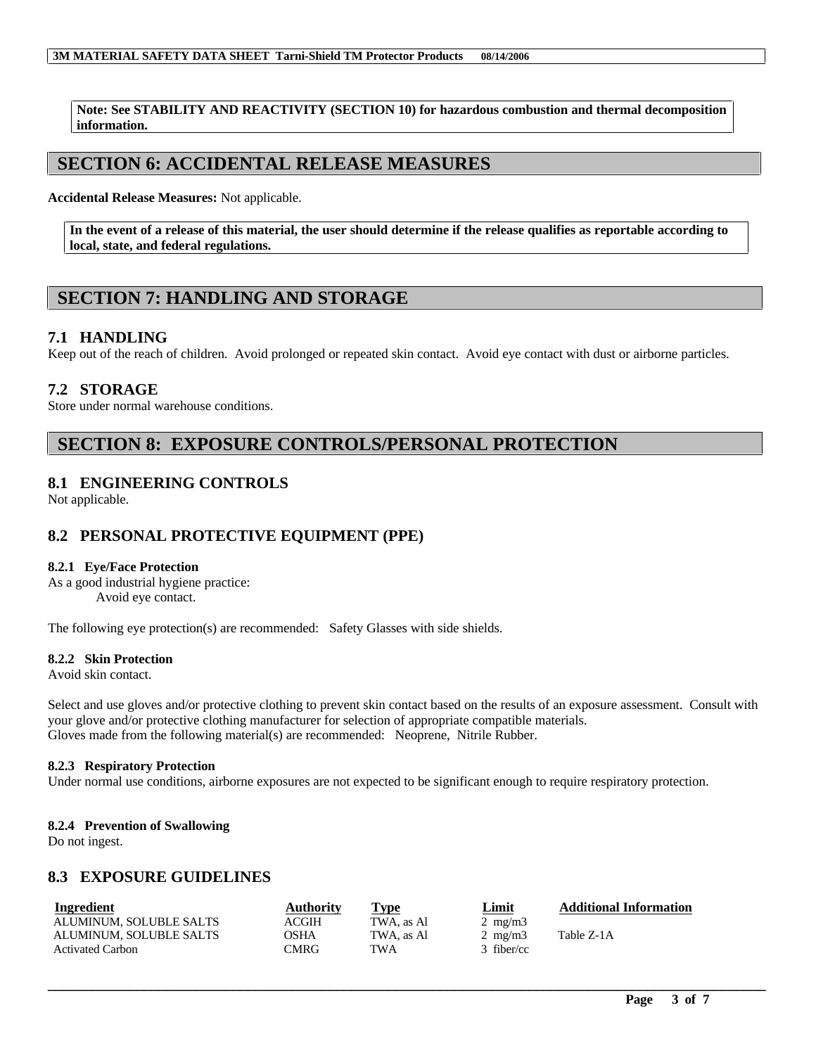**Note: See STABILITY AND REACTIVITY (SECTION 10) for hazardous combustion and thermal decomposition information.**

## SECTION 6: ACCIDENTAL RELEASE MEASURES

**Accidental Release Measures:** Not applicable.

**In the event of a release of this material, the user should determine if the release qualifies as reportable according to local, state, and federal regulations.**

## SECTION 7: HANDLING AND STORAGE

### 7.1 HANDLING

Keep out of the reach of children. Avoid prolonged or repeated skin contact. Avoid eye contact with dust or airborne particles.

### 7.2 STORAGE

Store under normal warehouse conditions.

## SECTION 8: EXPOSURE CONTROLS/PERSONAL PROTECTION

### 8.1 ENGINEERING CONTROLS

Not applicable.

### 8.2 PERSONAL PROTECTIVE EQUIPMENT (PPE)

#### 8.2.1 Eye/Face Protection

As a good industrial hygiene practice:
Avoid eye contact.

The following eye protection(s) are recommended: Safety Glasses with side shields.

#### 8.2.2 Skin Protection

Avoid skin contact.

Select and use gloves and/or protective clothing to prevent skin contact based on the results of an exposure assessment. Consult with your glove and/or protective clothing manufacturer for selection of appropriate compatible materials.
Gloves made from the following material(s) are recommended: Neoprene, Nitrile Rubber.

#### 8.2.3 Respiratory Protection

Under normal use conditions, airborne exposures are not expected to be significant enough to require respiratory protection.

#### 8.2.4 Prevention of Swallowing

Do not ingest.

### 8.3 EXPOSURE GUIDELINES

| Ingredient | Authority | Type | Limit | Additional Information |
|---|---|---|---|---|
| ALUMINUM, SOLUBLE SALTS | ACGIH | TWA, as Al | 2 mg/m3 | |
| ALUMINUM, SOLUBLE SALTS | OSHA | TWA, as Al | 2 mg/m3 | Table Z-1A |
| Activated Carbon | CMRG | TWA | 3 fiber/cc | |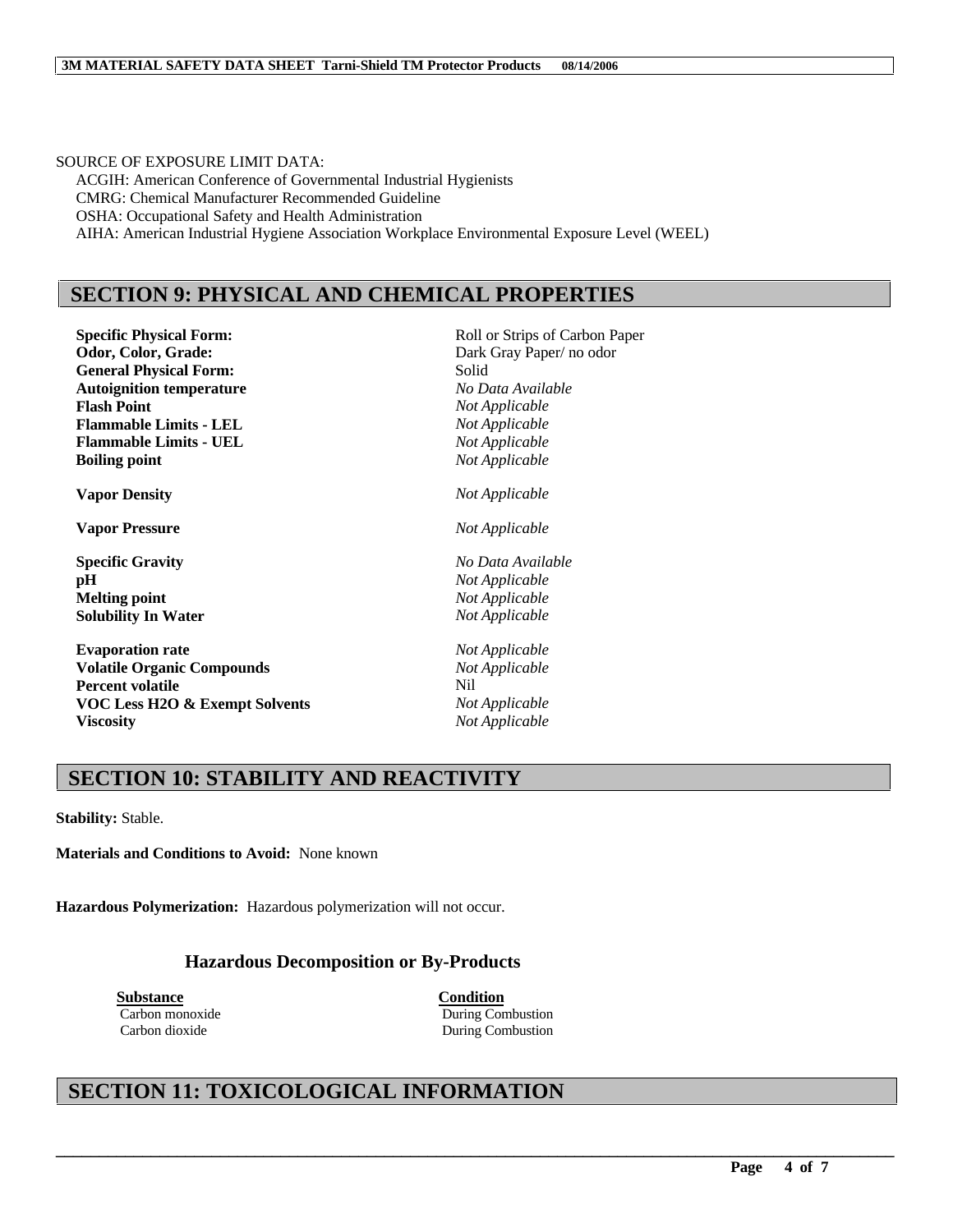SOURCE OF EXPOSURE LIMIT DATA:

ACGIH: American Conference of Governmental Industrial Hygienists
CMRG: Chemical Manufacturer Recommended Guideline
OSHA: Occupational Safety and Health Administration
AIHA: American Industrial Hygiene Association Workplace Environmental Exposure Level (WEEL)

## SECTION 9: PHYSICAL AND CHEMICAL PROPERTIES

| | |
|---|---|
| **Specific Physical Form:** | Roll or Strips of Carbon Paper |
| **Odor, Color, Grade:** | Dark Gray Paper/ no odor |
| **General Physical Form:** | Solid |
| **Autoignition temperature** | *No Data Available* |
| **Flash Point** | *Not Applicable* |
| **Flammable Limits - LEL** | *Not Applicable* |
| **Flammable Limits - UEL** | *Not Applicable* |
| **Boiling point** | *Not Applicable* |
| **Vapor Density** | *Not Applicable* |
| **Vapor Pressure** | *Not Applicable* |
| **Specific Gravity** | *No Data Available* |
| **pH** | *Not Applicable* |
| **Melting point** | *Not Applicable* |
| **Solubility In Water** | *Not Applicable* |
| **Evaporation rate** | *Not Applicable* |
| **Volatile Organic Compounds** | *Not Applicable* |
| **Percent volatile** | Nil |
| **VOC Less H2O & Exempt Solvents** | *Not Applicable* |
| **Viscosity** | *Not Applicable* |

## SECTION 10: STABILITY AND REACTIVITY

**Stability:** Stable.

**Materials and Conditions to Avoid:** None known

**Hazardous Polymerization:** Hazardous polymerization will not occur.

### Hazardous Decomposition or By-Products

| Substance | Condition |
|---|---|
| Carbon monoxide | During Combustion |
| Carbon dioxide | During Combustion |

## SECTION 11: TOXICOLOGICAL INFORMATION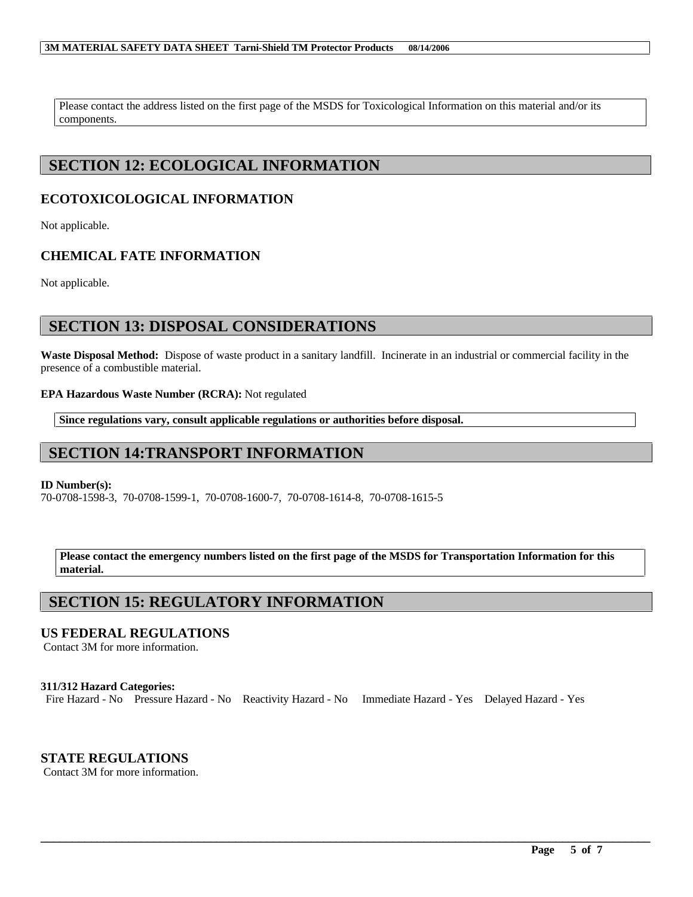Please contact the address listed on the first page of the MSDS for Toxicological Information on this material and/or its components.

## SECTION 12: ECOLOGICAL INFORMATION

### ECOTOXICOLOGICAL INFORMATION

Not applicable.

### CHEMICAL FATE INFORMATION

Not applicable.

## SECTION 13: DISPOSAL CONSIDERATIONS

**Waste Disposal Method:** Dispose of waste product in a sanitary landfill. Incinerate in an industrial or commercial facility in the presence of a combustible material.

**EPA Hazardous Waste Number (RCRA):** Not regulated

**Since regulations vary, consult applicable regulations or authorities before disposal.**

## SECTION 14:TRANSPORT INFORMATION

**ID Number(s):**
70-0708-1598-3, 70-0708-1599-1, 70-0708-1600-7, 70-0708-1614-8, 70-0708-1615-5

**Please contact the emergency numbers listed on the first page of the MSDS for Transportation Information for this material.**

## SECTION 15: REGULATORY INFORMATION

### US FEDERAL REGULATIONS

Contact 3M for more information.

**311/312 Hazard Categories:**
Fire Hazard - No Pressure Hazard - No Reactivity Hazard - No Immediate Hazard - Yes Delayed Hazard - Yes

### STATE REGULATIONS

Contact 3M for more information.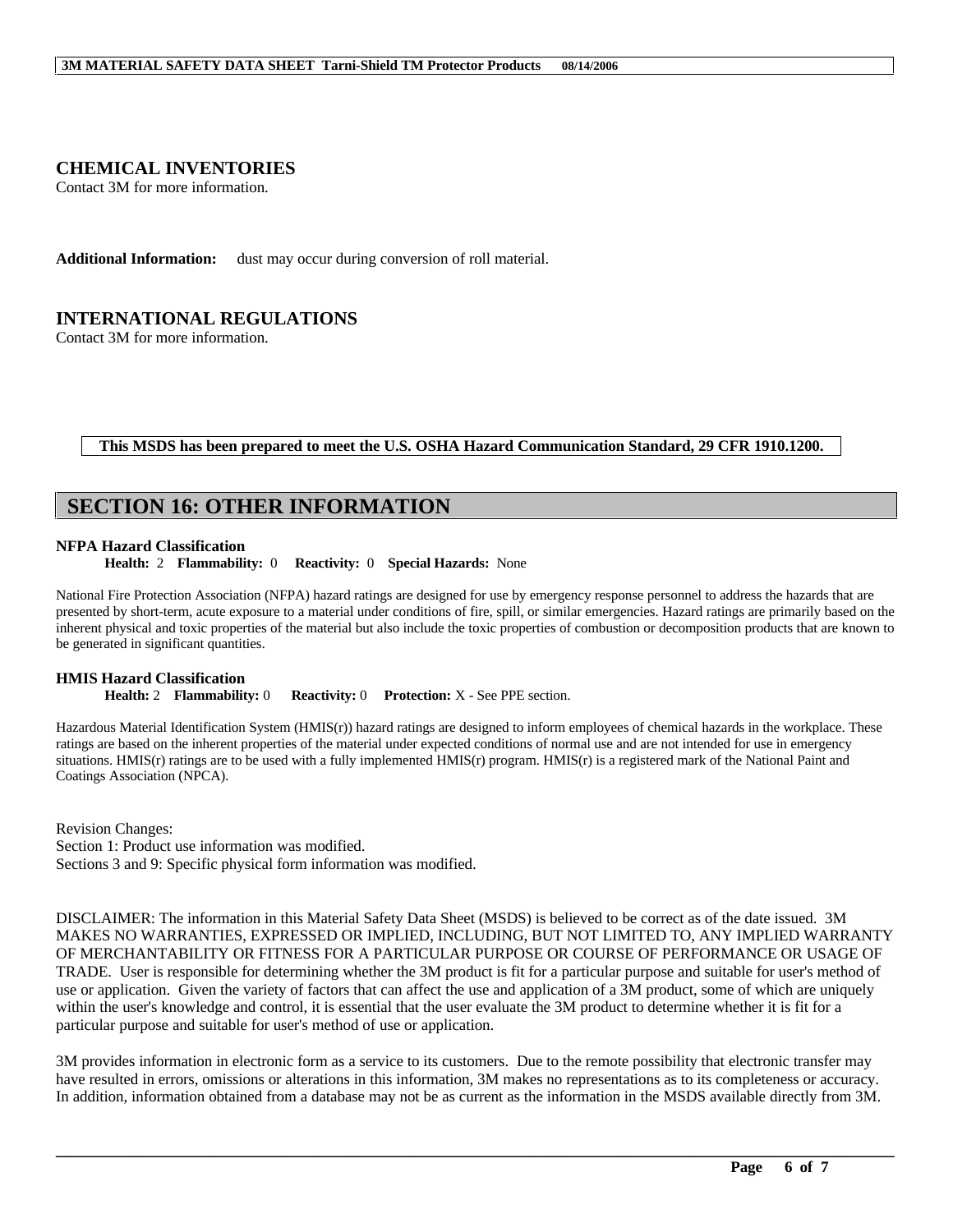## CHEMICAL INVENTORIES

Contact 3M for more information.

**Additional Information:** dust may occur during conversion of roll material.

## INTERNATIONAL REGULATIONS

Contact 3M for more information.

**This MSDS has been prepared to meet the U.S. OSHA Hazard Communication Standard, 29 CFR 1910.1200.**

# SECTION 16: OTHER INFORMATION

**NFPA Hazard Classification**

**Health:** 2 **Flammability:** 0 **Reactivity:** 0 **Special Hazards:** None

National Fire Protection Association (NFPA) hazard ratings are designed for use by emergency response personnel to address the hazards that are presented by short-term, acute exposure to a material under conditions of fire, spill, or similar emergencies. Hazard ratings are primarily based on the inherent physical and toxic properties of the material but also include the toxic properties of combustion or decomposition products that are known to be generated in significant quantities.

**HMIS Hazard Classification**

**Health:** 2 **Flammability:** 0 **Reactivity:** 0 **Protection:** X - See PPE section.

Hazardous Material Identification System (HMIS(r)) hazard ratings are designed to inform employees of chemical hazards in the workplace. These ratings are based on the inherent properties of the material under expected conditions of normal use and are not intended for use in emergency situations. HMIS(r) ratings are to be used with a fully implemented HMIS(r) program. HMIS(r) is a registered mark of the National Paint and Coatings Association (NPCA).

Revision Changes:
Section 1: Product use information was modified.
Sections 3 and 9: Specific physical form information was modified.

DISCLAIMER: The information in this Material Safety Data Sheet (MSDS) is believed to be correct as of the date issued. 3M MAKES NO WARRANTIES, EXPRESSED OR IMPLIED, INCLUDING, BUT NOT LIMITED TO, ANY IMPLIED WARRANTY OF MERCHANTABILITY OR FITNESS FOR A PARTICULAR PURPOSE OR COURSE OF PERFORMANCE OR USAGE OF TRADE. User is responsible for determining whether the 3M product is fit for a particular purpose and suitable for user's method of use or application. Given the variety of factors that can affect the use and application of a 3M product, some of which are uniquely within the user's knowledge and control, it is essential that the user evaluate the 3M product to determine whether it is fit for a particular purpose and suitable for user's method of use or application.

3M provides information in electronic form as a service to its customers. Due to the remote possibility that electronic transfer may have resulted in errors, omissions or alterations in this information, 3M makes no representations as to its completeness or accuracy. In addition, information obtained from a database may not be as current as the information in the MSDS available directly from 3M.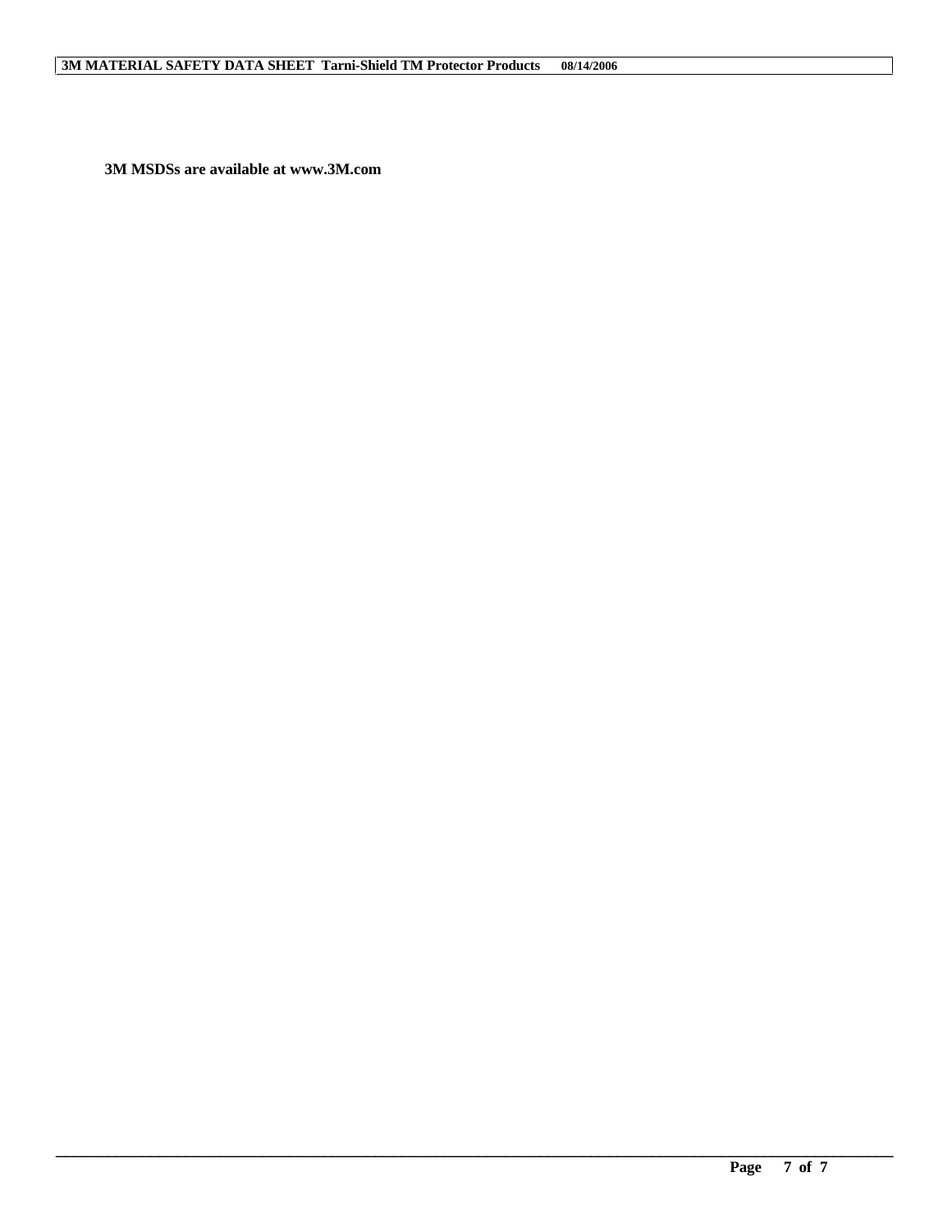**3M MSDSs are available at www.3M.com**